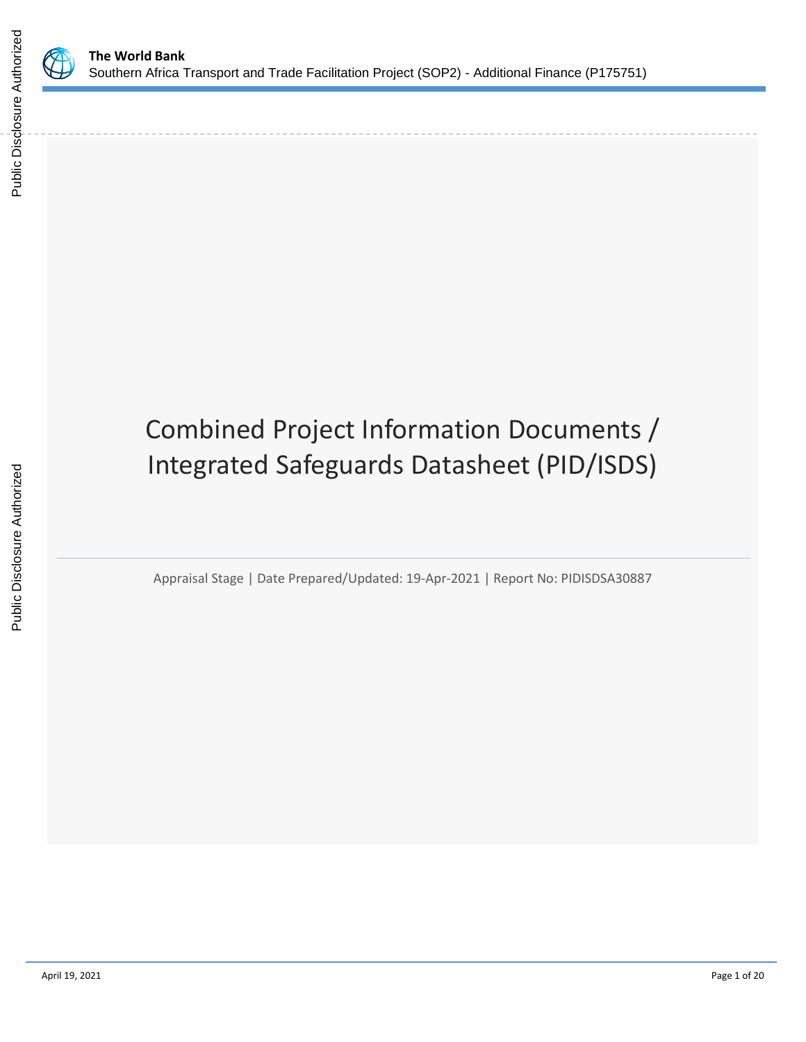# Combined Project Information Documents / Integrated Safeguards Datasheet (PID/ISDS)

Appraisal Stage | Date Prepared/Updated: 19-Apr-2021 | Report No: PIDISDSA30887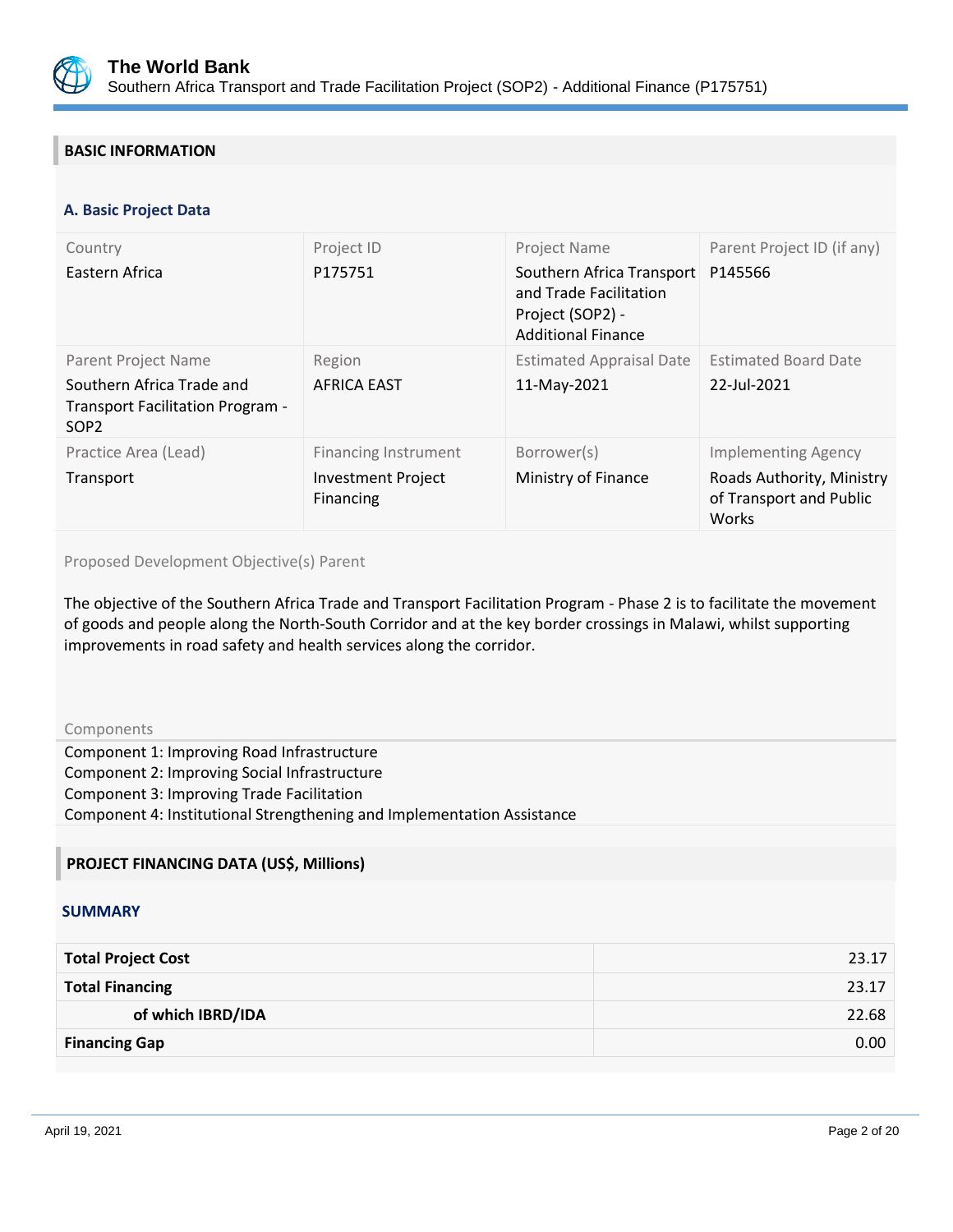## BASIC INFORMATION

### A. Basic Project Data

| Country | Project ID | Project Name | Parent Project ID (if any) |
|---|---|---|---|
| Eastern Africa | P175751 | Southern Africa Transport and Trade Facilitation Project (SOP2) - Additional Finance | P145566 |
| **Parent Project Name** | **Region** | **Estimated Appraisal Date** | **Estimated Board Date** |
| Southern Africa Trade and Transport Facilitation Program - SOP2 | AFRICA EAST | 11-May-2021 | 22-Jul-2021 |
| **Practice Area (Lead)** | **Financing Instrument** | **Borrower(s)** | **Implementing Agency** |
| Transport | Investment Project Financing | Ministry of Finance | Roads Authority, Ministry of Transport and Public Works |

Proposed Development Objective(s) Parent

The objective of the Southern Africa Trade and Transport Facilitation Program - Phase 2 is to facilitate the movement of goods and people along the North-South Corridor and at the key border crossings in Malawi, whilst supporting improvements in road safety and health services along the corridor.

Components

Component 1: Improving Road Infrastructure
Component 2: Improving Social Infrastructure
Component 3: Improving Trade Facilitation
Component 4: Institutional Strengthening and Implementation Assistance

## PROJECT FINANCING DATA (US$, Millions)

### SUMMARY

| | |
|---|---:|
| **Total Project Cost** | 23.17 |
| **Total Financing** | 23.17 |
| **of which IBRD/IDA** | 22.68 |
| **Financing Gap** | 0.00 |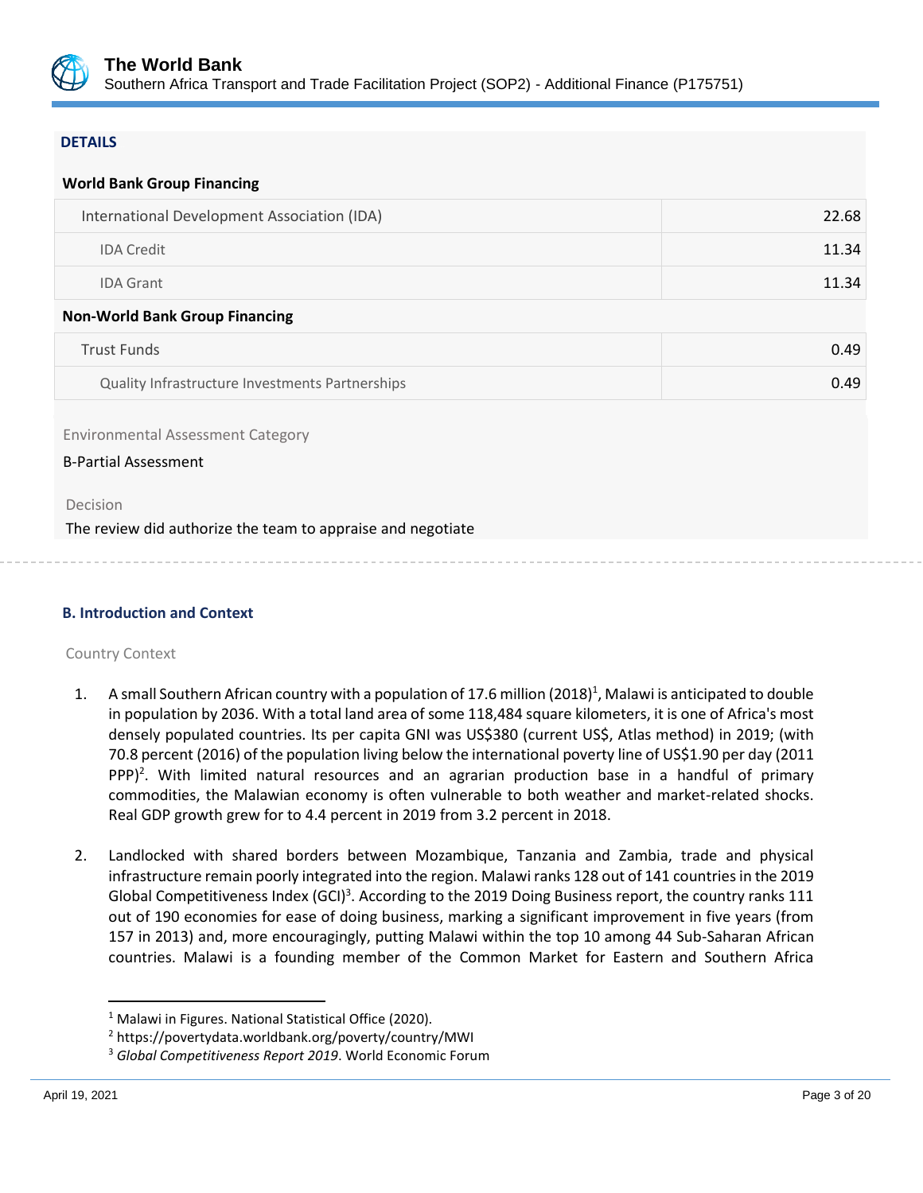### DETAILS

**World Bank Group Financing**

| | |
|---|---|
| International Development Association (IDA) | 22.68 |
| IDA Credit | 11.34 |
| IDA Grant | 11.34 |

**Non-World Bank Group Financing**

| | |
|---|---|
| Trust Funds | 0.49 |
| Quality Infrastructure Investments Partnerships | 0.49 |

Environmental Assessment Category

B-Partial Assessment

Decision

The review did authorize the team to appraise and negotiate

### B. Introduction and Context

Country Context

1. A small Southern African country with a population of 17.6 million (2018)[1], Malawi is anticipated to double in population by 2036. With a total land area of some 118,484 square kilometers, it is one of Africa's most densely populated countries. Its per capita GNI was US$380 (current US$, Atlas method) in 2019; (with 70.8 percent (2016) of the population living below the international poverty line of US$1.90 per day (2011 PPP)[2]. With limited natural resources and an agrarian production base in a handful of primary commodities, the Malawian economy is often vulnerable to both weather and market-related shocks. Real GDP growth grew for to 4.4 percent in 2019 from 3.2 percent in 2018.

2. Landlocked with shared borders between Mozambique, Tanzania and Zambia, trade and physical infrastructure remain poorly integrated into the region. Malawi ranks 128 out of 141 countries in the 2019 Global Competitiveness Index (GCI)[3]. According to the 2019 Doing Business report, the country ranks 111 out of 190 economies for ease of doing business, marking a significant improvement in five years (from 157 in 2013) and, more encouragingly, putting Malawi within the top 10 among 44 Sub-Saharan African countries. Malawi is a founding member of the Common Market for Eastern and Southern Africa

[1] Malawi in Figures. National Statistical Office (2020).

[2] https://povertydata.worldbank.org/poverty/country/MWI

[3] *Global Competitiveness Report 2019*. World Economic Forum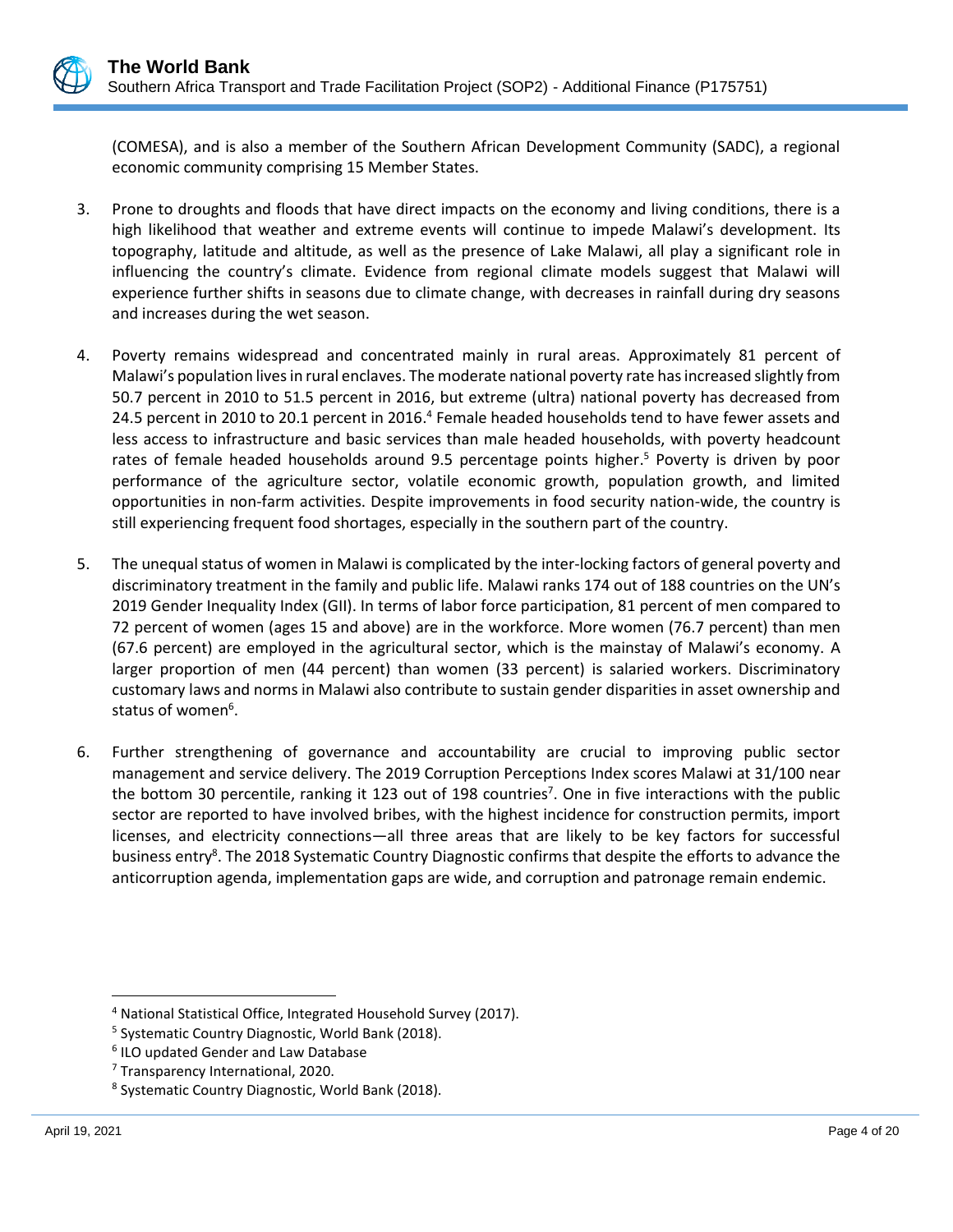(COMESA), and is also a member of the Southern African Development Community (SADC), a regional economic community comprising 15 Member States.

3. Prone to droughts and floods that have direct impacts on the economy and living conditions, there is a high likelihood that weather and extreme events will continue to impede Malawi's development. Its topography, latitude and altitude, as well as the presence of Lake Malawi, all play a significant role in influencing the country's climate. Evidence from regional climate models suggest that Malawi will experience further shifts in seasons due to climate change, with decreases in rainfall during dry seasons and increases during the wet season.

4. Poverty remains widespread and concentrated mainly in rural areas. Approximately 81 percent of Malawi's population lives in rural enclaves. The moderate national poverty rate has increased slightly from 50.7 percent in 2010 to 51.5 percent in 2016, but extreme (ultra) national poverty has decreased from 24.5 percent in 2010 to 20.1 percent in 2016.[4] Female headed households tend to have fewer assets and less access to infrastructure and basic services than male headed households, with poverty headcount rates of female headed households around 9.5 percentage points higher.[5] Poverty is driven by poor performance of the agriculture sector, volatile economic growth, population growth, and limited opportunities in non-farm activities. Despite improvements in food security nation-wide, the country is still experiencing frequent food shortages, especially in the southern part of the country.

5. The unequal status of women in Malawi is complicated by the inter-locking factors of general poverty and discriminatory treatment in the family and public life. Malawi ranks 174 out of 188 countries on the UN's 2019 Gender Inequality Index (GII). In terms of labor force participation, 81 percent of men compared to 72 percent of women (ages 15 and above) are in the workforce. More women (76.7 percent) than men (67.6 percent) are employed in the agricultural sector, which is the mainstay of Malawi's economy. A larger proportion of men (44 percent) than women (33 percent) is salaried workers. Discriminatory customary laws and norms in Malawi also contribute to sustain gender disparities in asset ownership and status of women[6].

6. Further strengthening of governance and accountability are crucial to improving public sector management and service delivery. The 2019 Corruption Perceptions Index scores Malawi at 31/100 near the bottom 30 percentile, ranking it 123 out of 198 countries[7]. One in five interactions with the public sector are reported to have involved bribes, with the highest incidence for construction permits, import licenses, and electricity connections—all three areas that are likely to be key factors for successful business entry[8]. The 2018 Systematic Country Diagnostic confirms that despite the efforts to advance the anticorruption agenda, implementation gaps are wide, and corruption and patronage remain endemic.

---

[4] National Statistical Office, Integrated Household Survey (2017).

[5] Systematic Country Diagnostic, World Bank (2018).

[6] ILO updated Gender and Law Database

[7] Transparency International, 2020.

[8] Systematic Country Diagnostic, World Bank (2018).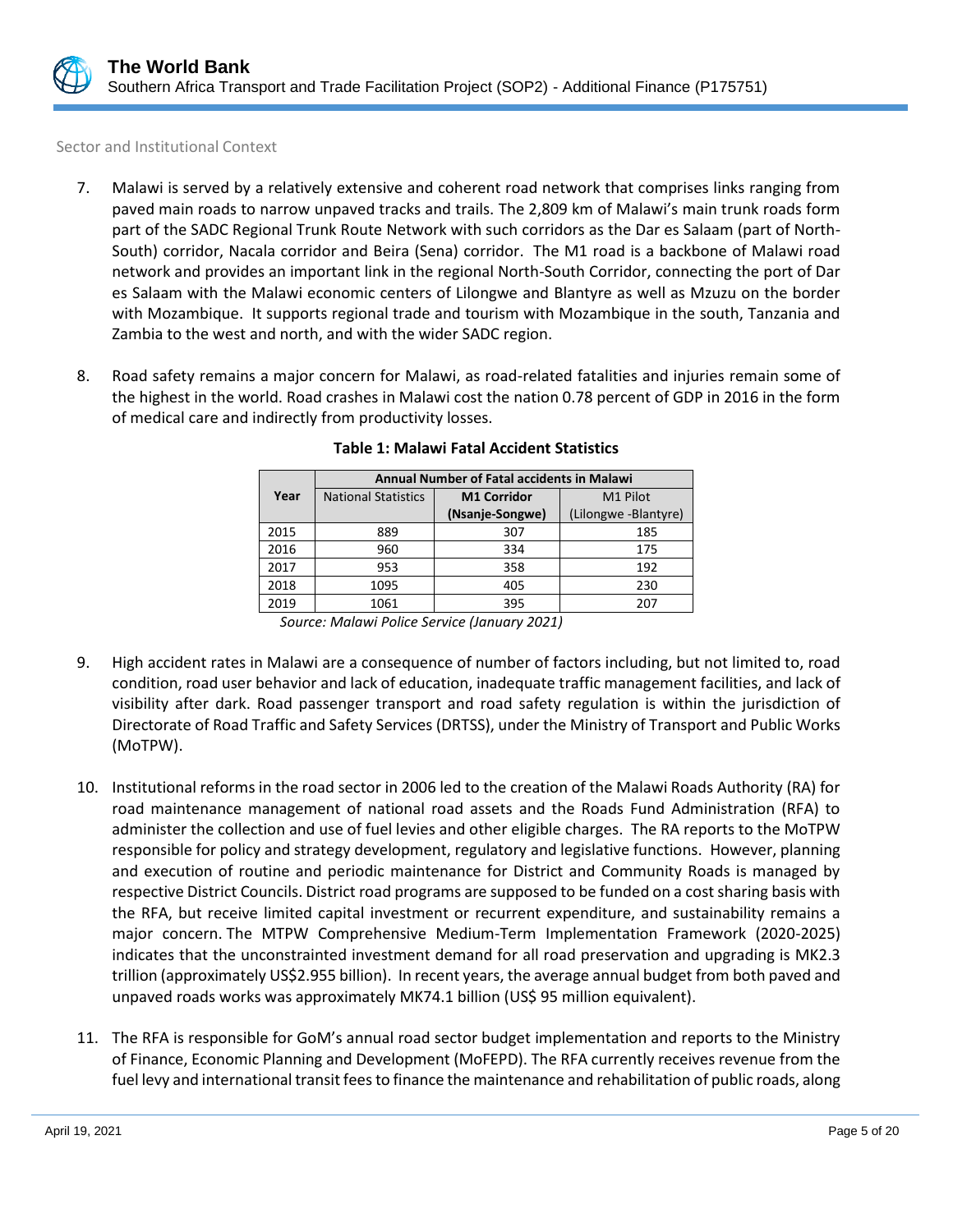Sector and Institutional Context

7. Malawi is served by a relatively extensive and coherent road network that comprises links ranging from paved main roads to narrow unpaved tracks and trails. The 2,809 km of Malawi's main trunk roads form part of the SADC Regional Trunk Route Network with such corridors as the Dar es Salaam (part of North-South) corridor, Nacala corridor and Beira (Sena) corridor. The M1 road is a backbone of Malawi road network and provides an important link in the regional North-South Corridor, connecting the port of Dar es Salaam with the Malawi economic centers of Lilongwe and Blantyre as well as Mzuzu on the border with Mozambique. It supports regional trade and tourism with Mozambique in the south, Tanzania and Zambia to the west and north, and with the wider SADC region.

8. Road safety remains a major concern for Malawi, as road-related fatalities and injuries remain some of the highest in the world. Road crashes in Malawi cost the nation 0.78 percent of GDP in 2016 in the form of medical care and indirectly from productivity losses.

**Table 1: Malawi Fatal Accident Statistics**

| Year | Annual Number of Fatal accidents in Malawi | | |
|---|---|---|---|
| | National Statistics | M1 Corridor (Nsanje-Songwe) | M1 Pilot (Lilongwe -Blantyre) |
| 2015 | 889 | 307 | 185 |
| 2016 | 960 | 334 | 175 |
| 2017 | 953 | 358 | 192 |
| 2018 | 1095 | 405 | 230 |
| 2019 | 1061 | 395 | 207 |

*Source: Malawi Police Service (January 2021)*

9. High accident rates in Malawi are a consequence of number of factors including, but not limited to, road condition, road user behavior and lack of education, inadequate traffic management facilities, and lack of visibility after dark. Road passenger transport and road safety regulation is within the jurisdiction of Directorate of Road Traffic and Safety Services (DRTSS), under the Ministry of Transport and Public Works (MoTPW).

10. Institutional reforms in the road sector in 2006 led to the creation of the Malawi Roads Authority (RA) for road maintenance management of national road assets and the Roads Fund Administration (RFA) to administer the collection and use of fuel levies and other eligible charges. The RA reports to the MoTPW responsible for policy and strategy development, regulatory and legislative functions. However, planning and execution of routine and periodic maintenance for District and Community Roads is managed by respective District Councils. District road programs are supposed to be funded on a cost sharing basis with the RFA, but receive limited capital investment or recurrent expenditure, and sustainability remains a major concern. The MTPW Comprehensive Medium-Term Implementation Framework (2020-2025) indicates that the unconstrainted investment demand for all road preservation and upgrading is MK2.3 trillion (approximately US$2.955 billion). In recent years, the average annual budget from both paved and unpaved roads works was approximately MK74.1 billion (US$ 95 million equivalent).

11. The RFA is responsible for GoM's annual road sector budget implementation and reports to the Ministry of Finance, Economic Planning and Development (MoFEPD). The RFA currently receives revenue from the fuel levy and international transit fees to finance the maintenance and rehabilitation of public roads, along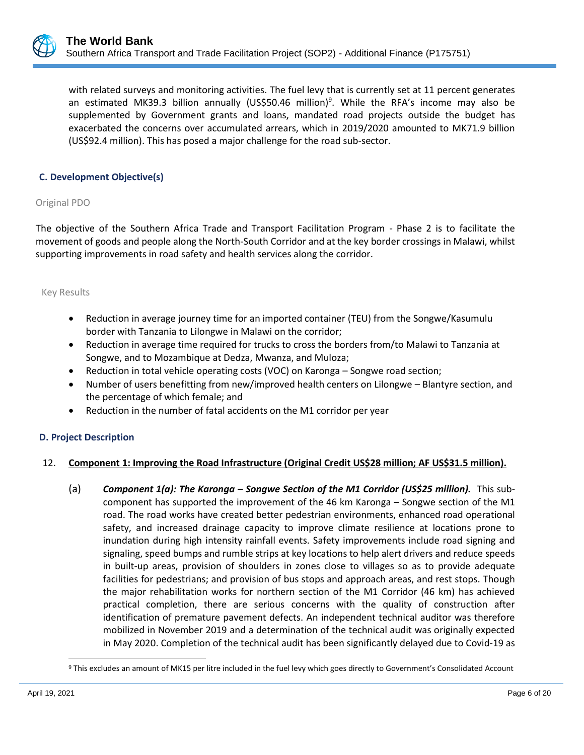with related surveys and monitoring activities. The fuel levy that is currently set at 11 percent generates an estimated MK39.3 billion annually (US$50.46 million)[9]. While the RFA's income may also be supplemented by Government grants and loans, mandated road projects outside the budget has exacerbated the concerns over accumulated arrears, which in 2019/2020 amounted to MK71.9 billion (US$92.4 million). This has posed a major challenge for the road sub-sector.

### C. Development Objective(s)

Original PDO

The objective of the Southern Africa Trade and Transport Facilitation Program - Phase 2 is to facilitate the movement of goods and people along the North-South Corridor and at the key border crossings in Malawi, whilst supporting improvements in road safety and health services along the corridor.

Key Results

- Reduction in average journey time for an imported container (TEU) from the Songwe/Kasumulu border with Tanzania to Lilongwe in Malawi on the corridor;
- Reduction in average time required for trucks to cross the borders from/to Malawi to Tanzania at Songwe, and to Mozambique at Dedza, Mwanza, and Muloza;
- Reduction in total vehicle operating costs (VOC) on Karonga – Songwe road section;
- Number of users benefitting from new/improved health centers on Lilongwe – Blantyre section, and the percentage of which female; and
- Reduction in the number of fatal accidents on the M1 corridor per year

### D. Project Description

12. **Component 1: Improving the Road Infrastructure (Original Credit US$28 million; AF US$31.5 million).**

    (a) ***Component 1(a): The Karonga – Songwe Section of the M1 Corridor (US$25 million).*** This sub-component has supported the improvement of the 46 km Karonga – Songwe section of the M1 road. The road works have created better pedestrian environments, enhanced road operational safety, and increased drainage capacity to improve climate resilience at locations prone to inundation during high intensity rainfall events. Safety improvements include road signing and signaling, speed bumps and rumble strips at key locations to help alert drivers and reduce speeds in built-up areas, provision of shoulders in zones close to villages so as to provide adequate facilities for pedestrians; and provision of bus stops and approach areas, and rest stops. Though the major rehabilitation works for northern section of the M1 Corridor (46 km) has achieved practical completion, there are serious concerns with the quality of construction after identification of premature pavement defects. An independent technical auditor was therefore mobilized in November 2019 and a determination of the technical audit was originally expected in May 2020. Completion of the technical audit has been significantly delayed due to Covid-19 as

[9] This excludes an amount of MK15 per litre included in the fuel levy which goes directly to Government's Consolidated Account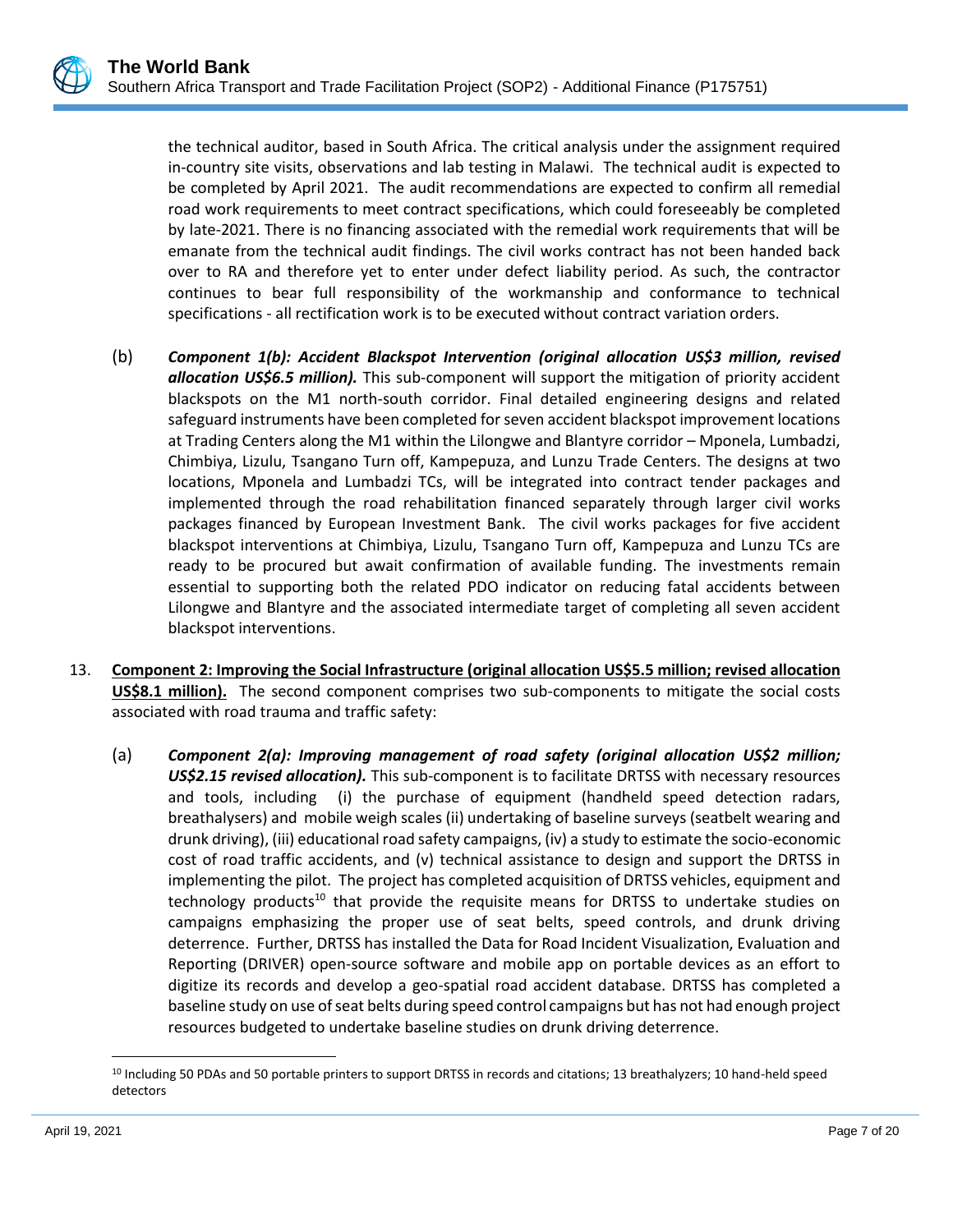the technical auditor, based in South Africa. The critical analysis under the assignment required in-country site visits, observations and lab testing in Malawi. The technical audit is expected to be completed by April 2021. The audit recommendations are expected to confirm all remedial road work requirements to meet contract specifications, which could foreseeably be completed by late-2021. There is no financing associated with the remedial work requirements that will be emanate from the technical audit findings. The civil works contract has not been handed back over to RA and therefore yet to enter under defect liability period. As such, the contractor continues to bear full responsibility of the workmanship and conformance to technical specifications - all rectification work is to be executed without contract variation orders.

(b) ***Component 1(b): Accident Blackspot Intervention (original allocation US$3 million, revised allocation US$6.5 million).*** This sub-component will support the mitigation of priority accident blackspots on the M1 north-south corridor. Final detailed engineering designs and related safeguard instruments have been completed for seven accident blackspot improvement locations at Trading Centers along the M1 within the Lilongwe and Blantyre corridor – Mponela, Lumbadzi, Chimbiya, Lizulu, Tsangano Turn off, Kampepuza, and Lunzu Trade Centers. The designs at two locations, Mponela and Lumbadzi TCs, will be integrated into contract tender packages and implemented through the road rehabilitation financed separately through larger civil works packages financed by European Investment Bank. The civil works packages for five accident blackspot interventions at Chimbiya, Lizulu, Tsangano Turn off, Kampepuza and Lunzu TCs are ready to be procured but await confirmation of available funding. The investments remain essential to supporting both the related PDO indicator on reducing fatal accidents between Lilongwe and Blantyre and the associated intermediate target of completing all seven accident blackspot interventions.

13. **Component 2: Improving the Social Infrastructure (original allocation US$5.5 million; revised allocation US$8.1 million).** The second component comprises two sub-components to mitigate the social costs associated with road trauma and traffic safety:

(a) ***Component 2(a): Improving management of road safety (original allocation US$2 million; US$2.15 revised allocation).*** This sub-component is to facilitate DRTSS with necessary resources and tools, including (i) the purchase of equipment (handheld speed detection radars, breathalysers) and mobile weigh scales (ii) undertaking of baseline surveys (seatbelt wearing and drunk driving), (iii) educational road safety campaigns, (iv) a study to estimate the socio-economic cost of road traffic accidents, and (v) technical assistance to design and support the DRTSS in implementing the pilot. The project has completed acquisition of DRTSS vehicles, equipment and technology products[10] that provide the requisite means for DRTSS to undertake studies on campaigns emphasizing the proper use of seat belts, speed controls, and drunk driving deterrence. Further, DRTSS has installed the Data for Road Incident Visualization, Evaluation and Reporting (DRIVER) open-source software and mobile app on portable devices as an effort to digitize its records and develop a geo-spatial road accident database. DRTSS has completed a baseline study on use of seat belts during speed control campaigns but has not had enough project resources budgeted to undertake baseline studies on drunk driving deterrence.

---

[10] Including 50 PDAs and 50 portable printers to support DRTSS in records and citations; 13 breathalyzers; 10 hand-held speed detectors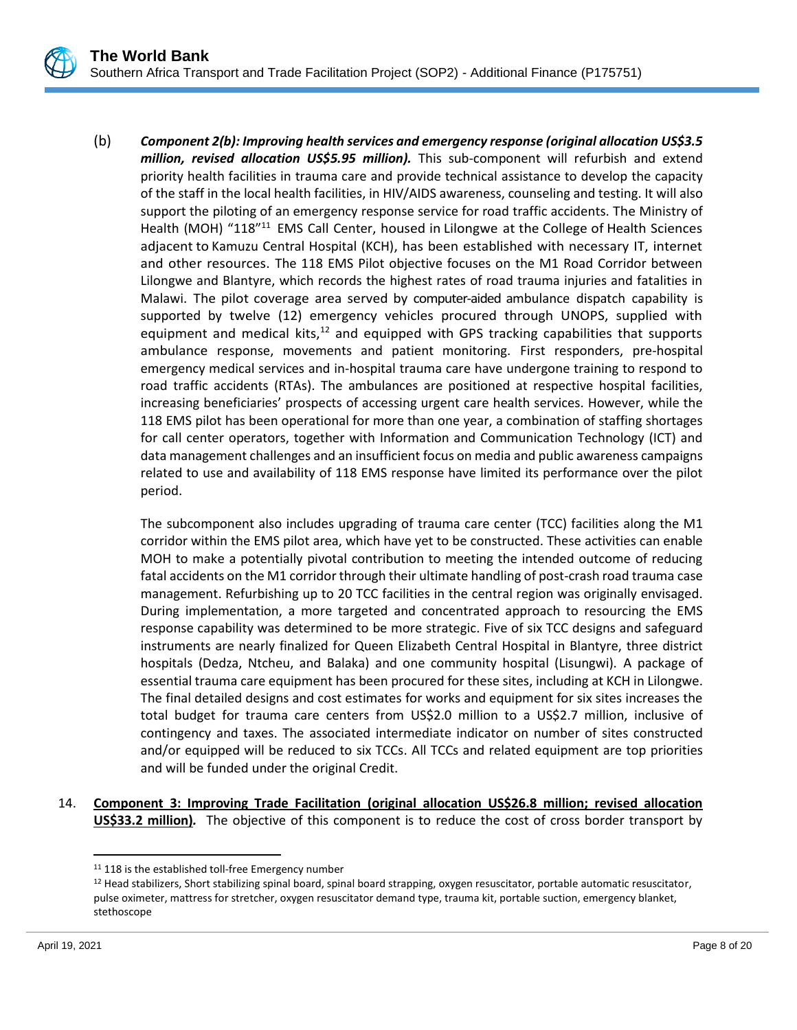(b) ***Component 2(b): Improving health services and emergency response (original allocation US$3.5 million, revised allocation US$5.95 million).*** This sub-component will refurbish and extend priority health facilities in trauma care and provide technical assistance to develop the capacity of the staff in the local health facilities, in HIV/AIDS awareness, counseling and testing. It will also support the piloting of an emergency response service for road traffic accidents. The Ministry of Health (MOH) "118"[11] EMS Call Center, housed in Lilongwe at the College of Health Sciences adjacent to Kamuzu Central Hospital (KCH), has been established with necessary IT, internet and other resources. The 118 EMS Pilot objective focuses on the M1 Road Corridor between Lilongwe and Blantyre, which records the highest rates of road trauma injuries and fatalities in Malawi. The pilot coverage area served by computer-aided ambulance dispatch capability is supported by twelve (12) emergency vehicles procured through UNOPS, supplied with equipment and medical kits,[12] and equipped with GPS tracking capabilities that supports ambulance response, movements and patient monitoring. First responders, pre-hospital emergency medical services and in-hospital trauma care have undergone training to respond to road traffic accidents (RTAs). The ambulances are positioned at respective hospital facilities, increasing beneficiaries' prospects of accessing urgent care health services. However, while the 118 EMS pilot has been operational for more than one year, a combination of staffing shortages for call center operators, together with Information and Communication Technology (ICT) and data management challenges and an insufficient focus on media and public awareness campaigns related to use and availability of 118 EMS response have limited its performance over the pilot period.

The subcomponent also includes upgrading of trauma care center (TCC) facilities along the M1 corridor within the EMS pilot area, which have yet to be constructed. These activities can enable MOH to make a potentially pivotal contribution to meeting the intended outcome of reducing fatal accidents on the M1 corridor through their ultimate handling of post-crash road trauma case management. Refurbishing up to 20 TCC facilities in the central region was originally envisaged. During implementation, a more targeted and concentrated approach to resourcing the EMS response capability was determined to be more strategic. Five of six TCC designs and safeguard instruments are nearly finalized for Queen Elizabeth Central Hospital in Blantyre, three district hospitals (Dedza, Ntcheu, and Balaka) and one community hospital (Lisungwi). A package of essential trauma care equipment has been procured for these sites, including at KCH in Lilongwe. The final detailed designs and cost estimates for works and equipment for six sites increases the total budget for trauma care centers from US$2.0 million to a US$2.7 million, inclusive of contingency and taxes. The associated intermediate indicator on number of sites constructed and/or equipped will be reduced to six TCCs. All TCCs and related equipment are top priorities and will be funded under the original Credit.

14. **Component 3: Improving Trade Facilitation (original allocation US$26.8 million; revised allocation US$33.2 million)***.* The objective of this component is to reduce the cost of cross border transport by

---

[11] 118 is the established toll-free Emergency number

[12] Head stabilizers, Short stabilizing spinal board, spinal board strapping, oxygen resuscitator, portable automatic resuscitator, pulse oximeter, mattress for stretcher, oxygen resuscitator demand type, trauma kit, portable suction, emergency blanket, stethoscope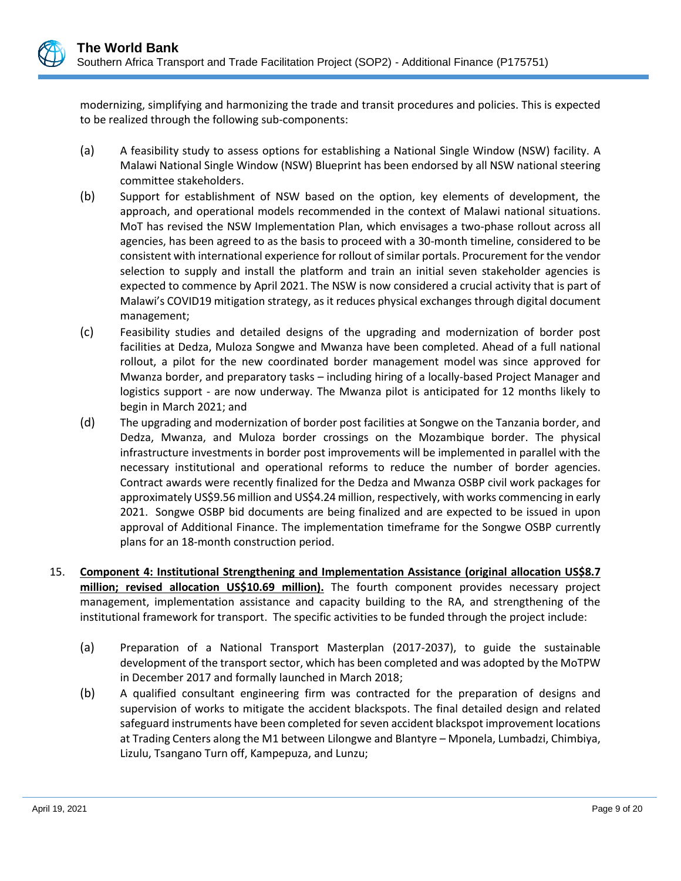modernizing, simplifying and harmonizing the trade and transit procedures and policies. This is expected to be realized through the following sub-components:

(a) A feasibility study to assess options for establishing a National Single Window (NSW) facility. A Malawi National Single Window (NSW) Blueprint has been endorsed by all NSW national steering committee stakeholders.

(b) Support for establishment of NSW based on the option, key elements of development, the approach, and operational models recommended in the context of Malawi national situations. MoT has revised the NSW Implementation Plan, which envisages a two-phase rollout across all agencies, has been agreed to as the basis to proceed with a 30-month timeline, considered to be consistent with international experience for rollout of similar portals. Procurement for the vendor selection to supply and install the platform and train an initial seven stakeholder agencies is expected to commence by April 2021. The NSW is now considered a crucial activity that is part of Malawi's COVID19 mitigation strategy, as it reduces physical exchanges through digital document management;

(c) Feasibility studies and detailed designs of the upgrading and modernization of border post facilities at Dedza, Muloza Songwe and Mwanza have been completed. Ahead of a full national rollout, a pilot for the new coordinated border management model was since approved for Mwanza border, and preparatory tasks – including hiring of a locally-based Project Manager and logistics support - are now underway. The Mwanza pilot is anticipated for 12 months likely to begin in March 2021; and

(d) The upgrading and modernization of border post facilities at Songwe on the Tanzania border, and Dedza, Mwanza, and Muloza border crossings on the Mozambique border. The physical infrastructure investments in border post improvements will be implemented in parallel with the necessary institutional and operational reforms to reduce the number of border agencies. Contract awards were recently finalized for the Dedza and Mwanza OSBP civil work packages for approximately US$9.56 million and US$4.24 million, respectively, with works commencing in early 2021. Songwe OSBP bid documents are being finalized and are expected to be issued in upon approval of Additional Finance. The implementation timeframe for the Songwe OSBP currently plans for an 18-month construction period.

15. **Component 4: Institutional Strengthening and Implementation Assistance (original allocation US$8.7 million; revised allocation US$10.69 million).** The fourth component provides necessary project management, implementation assistance and capacity building to the RA, and strengthening of the institutional framework for transport. The specific activities to be funded through the project include:

(a) Preparation of a National Transport Masterplan (2017-2037), to guide the sustainable development of the transport sector, which has been completed and was adopted by the MoTPW in December 2017 and formally launched in March 2018;

(b) A qualified consultant engineering firm was contracted for the preparation of designs and supervision of works to mitigate the accident blackspots. The final detailed design and related safeguard instruments have been completed for seven accident blackspot improvement locations at Trading Centers along the M1 between Lilongwe and Blantyre – Mponela, Lumbadzi, Chimbiya, Lizulu, Tsangano Turn off, Kampepuza, and Lunzu;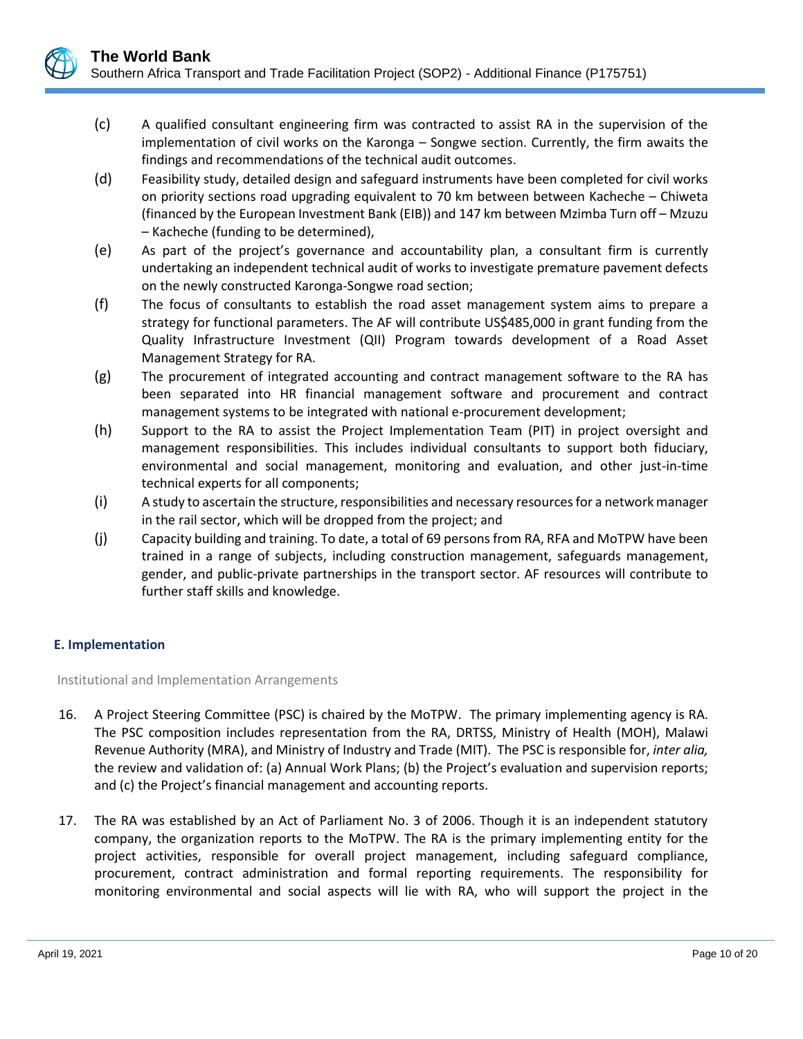(c) A qualified consultant engineering firm was contracted to assist RA in the supervision of the implementation of civil works on the Karonga – Songwe section. Currently, the firm awaits the findings and recommendations of the technical audit outcomes.

(d) Feasibility study, detailed design and safeguard instruments have been completed for civil works on priority sections road upgrading equivalent to 70 km between between Kacheche – Chiweta (financed by the European Investment Bank (EIB)) and 147 km between Mzimba Turn off – Mzuzu – Kacheche (funding to be determined),

(e) As part of the project's governance and accountability plan, a consultant firm is currently undertaking an independent technical audit of works to investigate premature pavement defects on the newly constructed Karonga-Songwe road section;

(f) The focus of consultants to establish the road asset management system aims to prepare a strategy for functional parameters. The AF will contribute US$485,000 in grant funding from the Quality Infrastructure Investment (QII) Program towards development of a Road Asset Management Strategy for RA.

(g) The procurement of integrated accounting and contract management software to the RA has been separated into HR financial management software and procurement and contract management systems to be integrated with national e-procurement development;

(h) Support to the RA to assist the Project Implementation Team (PIT) in project oversight and management responsibilities. This includes individual consultants to support both fiduciary, environmental and social management, monitoring and evaluation, and other just-in-time technical experts for all components;

(i) A study to ascertain the structure, responsibilities and necessary resources for a network manager in the rail sector, which will be dropped from the project; and

(j) Capacity building and training. To date, a total of 69 persons from RA, RFA and MoTPW have been trained in a range of subjects, including construction management, safeguards management, gender, and public-private partnerships in the transport sector. AF resources will contribute to further staff skills and knowledge.

## E. Implementation

### Institutional and Implementation Arrangements

16. A Project Steering Committee (PSC) is chaired by the MoTPW. The primary implementing agency is RA. The PSC composition includes representation from the RA, DRTSS, Ministry of Health (MOH), Malawi Revenue Authority (MRA), and Ministry of Industry and Trade (MIT). The PSC is responsible for, *inter alia,* the review and validation of: (a) Annual Work Plans; (b) the Project's evaluation and supervision reports; and (c) the Project's financial management and accounting reports.

17. The RA was established by an Act of Parliament No. 3 of 2006. Though it is an independent statutory company, the organization reports to the MoTPW. The RA is the primary implementing entity for the project activities, responsible for overall project management, including safeguard compliance, procurement, contract administration and formal reporting requirements. The responsibility for monitoring environmental and social aspects will lie with RA, who will support the project in the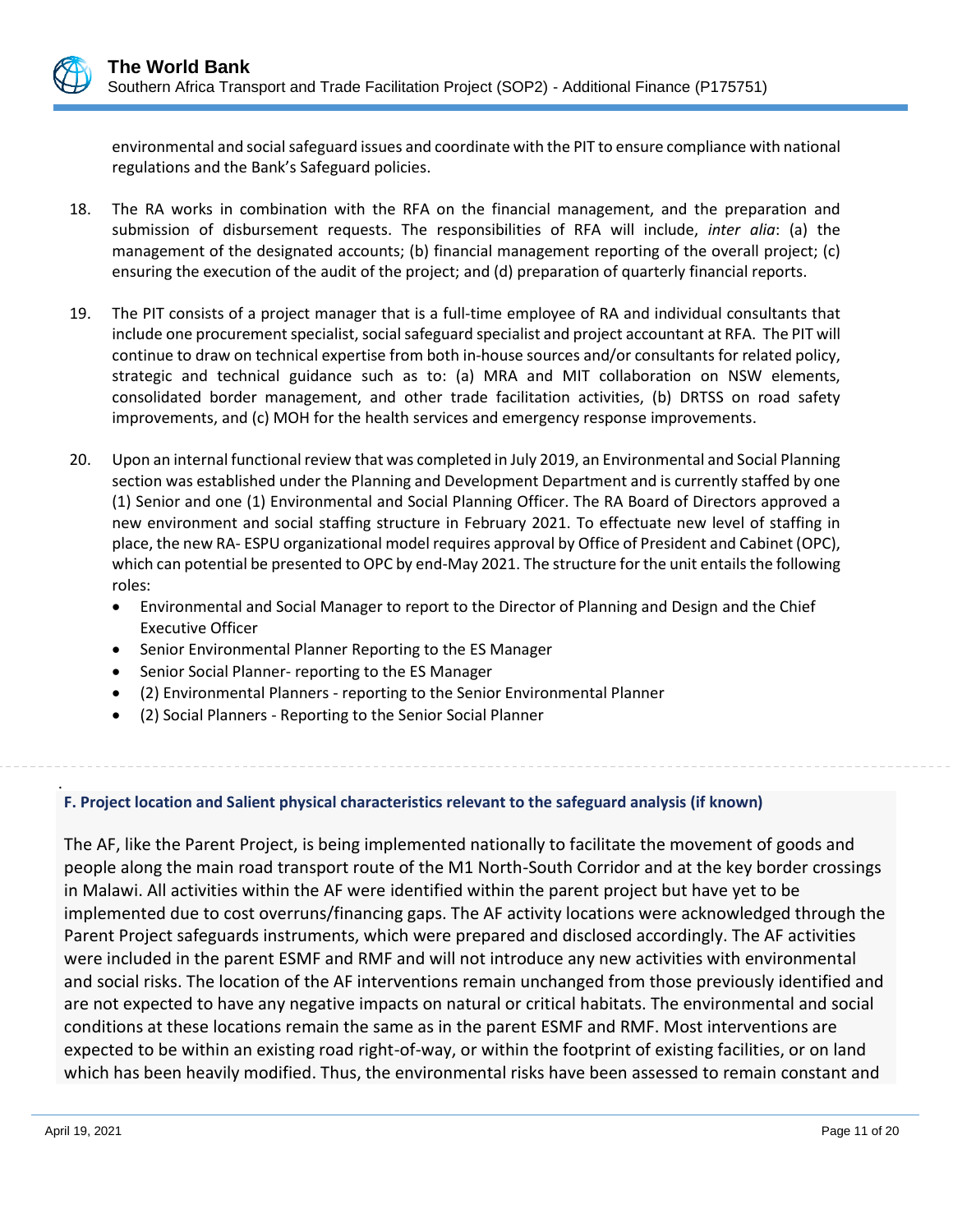environmental and social safeguard issues and coordinate with the PIT to ensure compliance with national regulations and the Bank's Safeguard policies.

18. The RA works in combination with the RFA on the financial management, and the preparation and submission of disbursement requests. The responsibilities of RFA will include, *inter alia*: (a) the management of the designated accounts; (b) financial management reporting of the overall project; (c) ensuring the execution of the audit of the project; and (d) preparation of quarterly financial reports.

19. The PIT consists of a project manager that is a full-time employee of RA and individual consultants that include one procurement specialist, social safeguard specialist and project accountant at RFA. The PIT will continue to draw on technical expertise from both in-house sources and/or consultants for related policy, strategic and technical guidance such as to: (a) MRA and MIT collaboration on NSW elements, consolidated border management, and other trade facilitation activities, (b) DRTSS on road safety improvements, and (c) MOH for the health services and emergency response improvements.

20. Upon an internal functional review that was completed in July 2019, an Environmental and Social Planning section was established under the Planning and Development Department and is currently staffed by one (1) Senior and one (1) Environmental and Social Planning Officer. The RA Board of Directors approved a new environment and social staffing structure in February 2021. To effectuate new level of staffing in place, the new RA- ESPU organizational model requires approval by Office of President and Cabinet (OPC), which can potential be presented to OPC by end-May 2021. The structure for the unit entails the following roles:
    - Environmental and Social Manager to report to the Director of Planning and Design and the Chief Executive Officer
    - Senior Environmental Planner Reporting to the ES Manager
    - Senior Social Planner- reporting to the ES Manager
    - (2) Environmental Planners - reporting to the Senior Environmental Planner
    - (2) Social Planners - Reporting to the Senior Social Planner

### F. Project location and Salient physical characteristics relevant to the safeguard analysis (if known)

The AF, like the Parent Project, is being implemented nationally to facilitate the movement of goods and people along the main road transport route of the M1 North-South Corridor and at the key border crossings in Malawi. All activities within the AF were identified within the parent project but have yet to be implemented due to cost overruns/financing gaps. The AF activity locations were acknowledged through the Parent Project safeguards instruments, which were prepared and disclosed accordingly. The AF activities were included in the parent ESMF and RMF and will not introduce any new activities with environmental and social risks. The location of the AF interventions remain unchanged from those previously identified and are not expected to have any negative impacts on natural or critical habitats. The environmental and social conditions at these locations remain the same as in the parent ESMF and RMF. Most interventions are expected to be within an existing road right-of-way, or within the footprint of existing facilities, or on land which has been heavily modified. Thus, the environmental risks have been assessed to remain constant and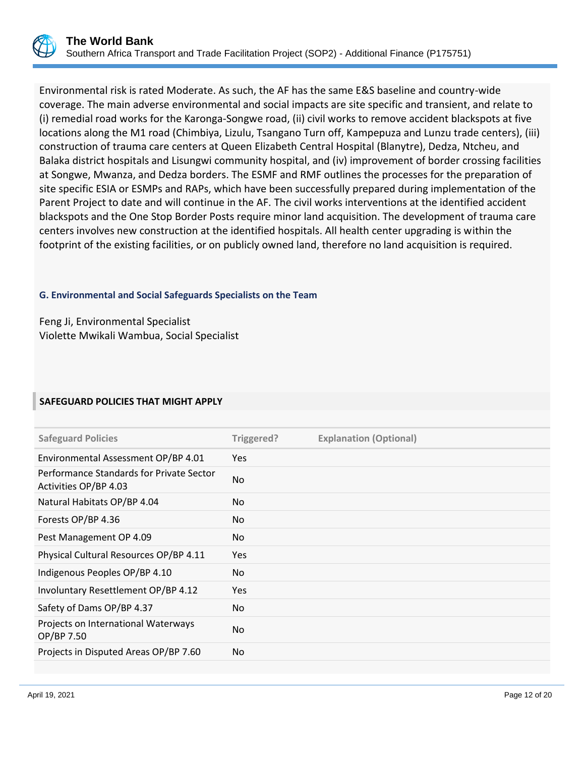Environmental risk is rated Moderate. As such, the AF has the same E&S baseline and country-wide coverage. The main adverse environmental and social impacts are site specific and transient, and relate to (i) remedial road works for the Karonga-Songwe road, (ii) civil works to remove accident blackspots at five locations along the M1 road (Chimbiya, Lizulu, Tsangano Turn off, Kampepuza and Lunzu trade centers), (iii) construction of trauma care centers at Queen Elizabeth Central Hospital (Blanytre), Dedza, Ntcheu, and Balaka district hospitals and Lisungwi community hospital, and (iv) improvement of border crossing facilities at Songwe, Mwanza, and Dedza borders. The ESMF and RMF outlines the processes for the preparation of site specific ESIA or ESMPs and RAPs, which have been successfully prepared during implementation of the Parent Project to date and will continue in the AF. The civil works interventions at the identified accident blackspots and the One Stop Border Posts require minor land acquisition. The development of trauma care centers involves new construction at the identified hospitals. All health center upgrading is within the footprint of the existing facilities, or on publicly owned land, therefore no land acquisition is required.

### G. Environmental and Social Safeguards Specialists on the Team

Feng Ji, Environmental Specialist
Violette Mwikali Wambua, Social Specialist

## SAFEGUARD POLICIES THAT MIGHT APPLY

| Safeguard Policies | Triggered? | Explanation (Optional) |
|---|---|---|
| Environmental Assessment OP/BP 4.01 | Yes | |
| Performance Standards for Private Sector Activities OP/BP 4.03 | No | |
| Natural Habitats OP/BP 4.04 | No | |
| Forests OP/BP 4.36 | No | |
| Pest Management OP 4.09 | No | |
| Physical Cultural Resources OP/BP 4.11 | Yes | |
| Indigenous Peoples OP/BP 4.10 | No | |
| Involuntary Resettlement OP/BP 4.12 | Yes | |
| Safety of Dams OP/BP 4.37 | No | |
| Projects on International Waterways OP/BP 7.50 | No | |
| Projects in Disputed Areas OP/BP 7.60 | No | |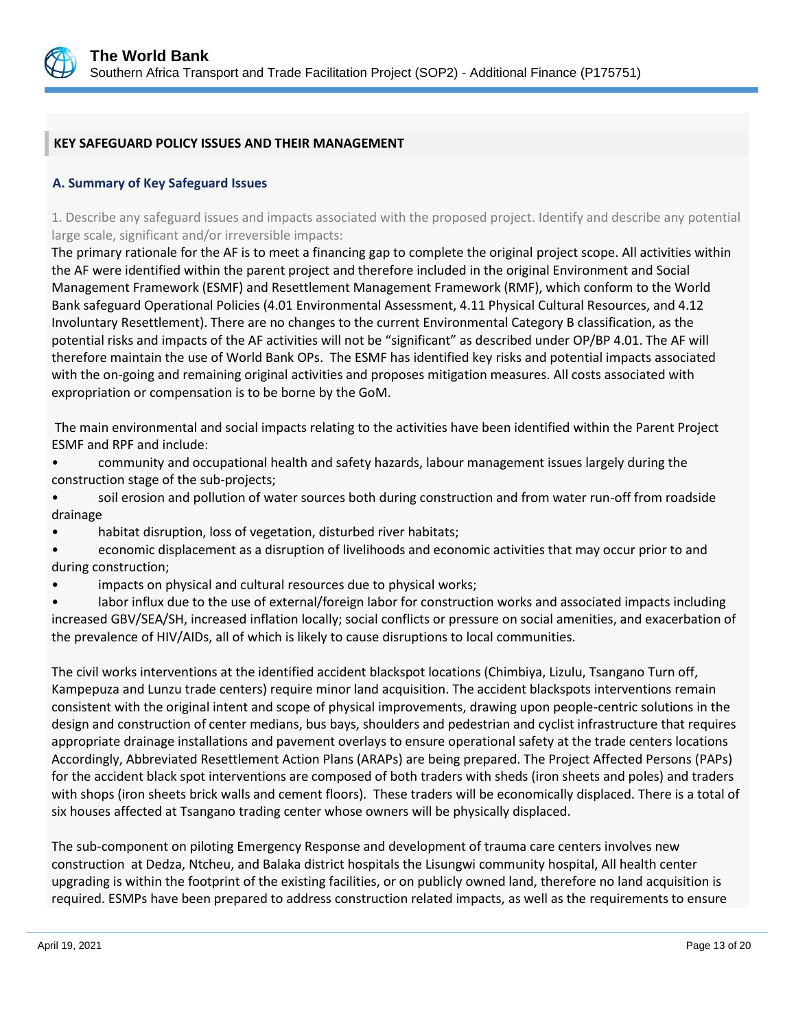## KEY SAFEGUARD POLICY ISSUES AND THEIR MANAGEMENT

### A. Summary of Key Safeguard Issues

1. Describe any safeguard issues and impacts associated with the proposed project. Identify and describe any potential large scale, significant and/or irreversible impacts:

The primary rationale for the AF is to meet a financing gap to complete the original project scope. All activities within the AF were identified within the parent project and therefore included in the original Environment and Social Management Framework (ESMF) and Resettlement Management Framework (RMF), which conform to the World Bank safeguard Operational Policies (4.01 Environmental Assessment, 4.11 Physical Cultural Resources, and 4.12 Involuntary Resettlement). There are no changes to the current Environmental Category B classification, as the potential risks and impacts of the AF activities will not be "significant" as described under OP/BP 4.01. The AF will therefore maintain the use of World Bank OPs. The ESMF has identified key risks and potential impacts associated with the on-going and remaining original activities and proposes mitigation measures. All costs associated with expropriation or compensation is to be borne by the GoM.

The main environmental and social impacts relating to the activities have been identified within the Parent Project ESMF and RPF and include:

- community and occupational health and safety hazards, labour management issues largely during the construction stage of the sub-projects;
- soil erosion and pollution of water sources both during construction and from water run-off from roadside drainage
- habitat disruption, loss of vegetation, disturbed river habitats;
- economic displacement as a disruption of livelihoods and economic activities that may occur prior to and during construction;
- impacts on physical and cultural resources due to physical works;
- labor influx due to the use of external/foreign labor for construction works and associated impacts including increased GBV/SEA/SH, increased inflation locally; social conflicts or pressure on social amenities, and exacerbation of the prevalence of HIV/AIDs, all of which is likely to cause disruptions to local communities.

The civil works interventions at the identified accident blackspot locations (Chimbiya, Lizulu, Tsangano Turn off, Kampepuza and Lunzu trade centers) require minor land acquisition. The accident blackspots interventions remain consistent with the original intent and scope of physical improvements, drawing upon people-centric solutions in the design and construction of center medians, bus bays, shoulders and pedestrian and cyclist infrastructure that requires appropriate drainage installations and pavement overlays to ensure operational safety at the trade centers locations Accordingly, Abbreviated Resettlement Action Plans (ARAPs) are being prepared. The Project Affected Persons (PAPs) for the accident black spot interventions are composed of both traders with sheds (iron sheets and poles) and traders with shops (iron sheets brick walls and cement floors). These traders will be economically displaced. There is a total of six houses affected at Tsangano trading center whose owners will be physically displaced.

The sub-component on piloting Emergency Response and development of trauma care centers involves new construction at Dedza, Ntcheu, and Balaka district hospitals the Lisungwi community hospital, All health center upgrading is within the footprint of the existing facilities, or on publicly owned land, therefore no land acquisition is required. ESMPs have been prepared to address construction related impacts, as well as the requirements to ensure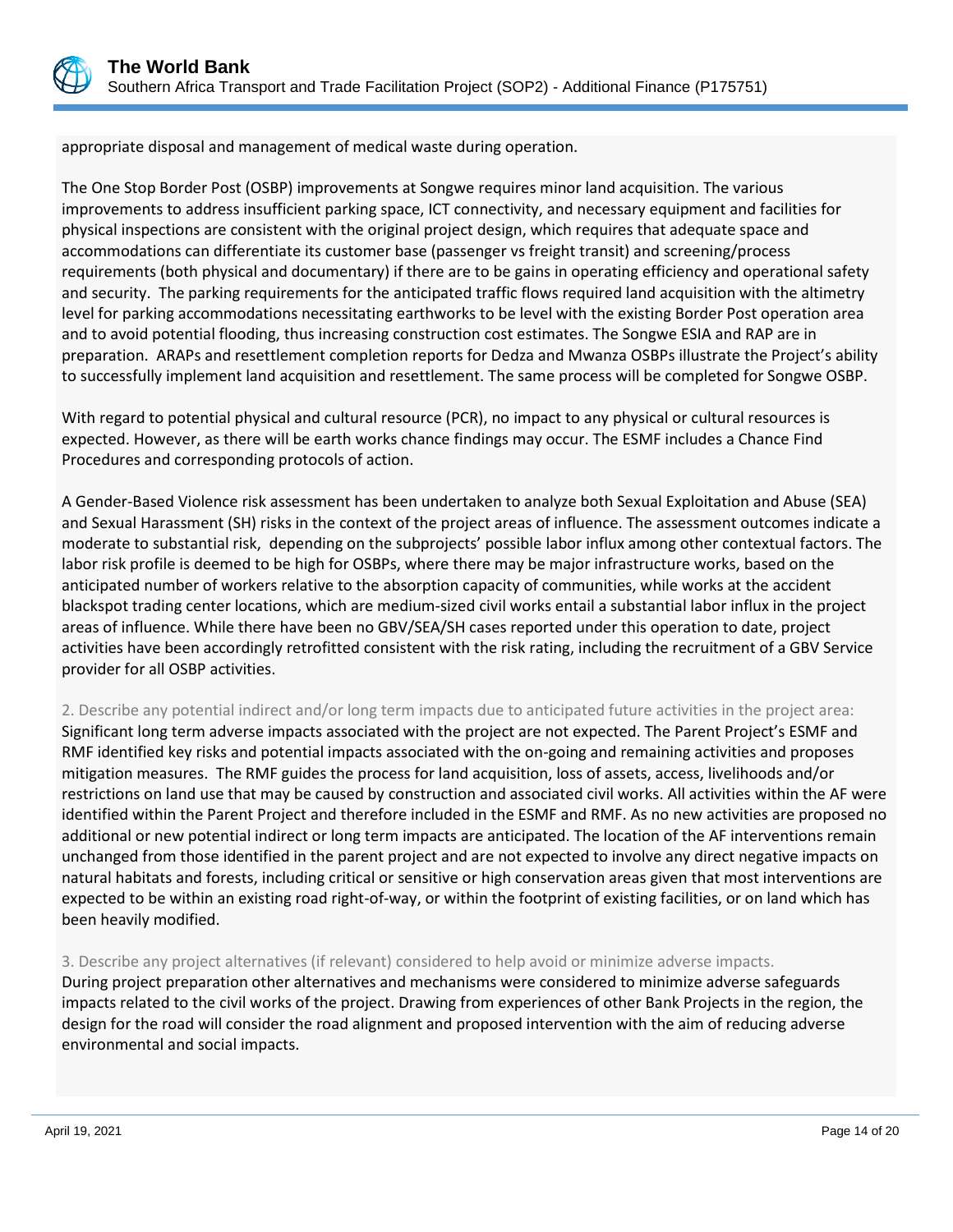appropriate disposal and management of medical waste during operation.

The One Stop Border Post (OSBP) improvements at Songwe requires minor land acquisition. The various improvements to address insufficient parking space, ICT connectivity, and necessary equipment and facilities for physical inspections are consistent with the original project design, which requires that adequate space and accommodations can differentiate its customer base (passenger vs freight transit) and screening/process requirements (both physical and documentary) if there are to be gains in operating efficiency and operational safety and security. The parking requirements for the anticipated traffic flows required land acquisition with the altimetry level for parking accommodations necessitating earthworks to be level with the existing Border Post operation area and to avoid potential flooding, thus increasing construction cost estimates. The Songwe ESIA and RAP are in preparation. ARAPs and resettlement completion reports for Dedza and Mwanza OSBPs illustrate the Project's ability to successfully implement land acquisition and resettlement. The same process will be completed for Songwe OSBP.

With regard to potential physical and cultural resource (PCR), no impact to any physical or cultural resources is expected. However, as there will be earth works chance findings may occur. The ESMF includes a Chance Find Procedures and corresponding protocols of action.

A Gender-Based Violence risk assessment has been undertaken to analyze both Sexual Exploitation and Abuse (SEA) and Sexual Harassment (SH) risks in the context of the project areas of influence. The assessment outcomes indicate a moderate to substantial risk, depending on the subprojects' possible labor influx among other contextual factors. The labor risk profile is deemed to be high for OSBPs, where there may be major infrastructure works, based on the anticipated number of workers relative to the absorption capacity of communities, while works at the accident blackspot trading center locations, which are medium-sized civil works entail a substantial labor influx in the project areas of influence. While there have been no GBV/SEA/SH cases reported under this operation to date, project activities have been accordingly retrofitted consistent with the risk rating, including the recruitment of a GBV Service provider for all OSBP activities.

2. Describe any potential indirect and/or long term impacts due to anticipated future activities in the project area:

Significant long term adverse impacts associated with the project are not expected. The Parent Project's ESMF and RMF identified key risks and potential impacts associated with the on-going and remaining activities and proposes mitigation measures. The RMF guides the process for land acquisition, loss of assets, access, livelihoods and/or restrictions on land use that may be caused by construction and associated civil works. All activities within the AF were identified within the Parent Project and therefore included in the ESMF and RMF. As no new activities are proposed no additional or new potential indirect or long term impacts are anticipated. The location of the AF interventions remain unchanged from those identified in the parent project and are not expected to involve any direct negative impacts on natural habitats and forests, including critical or sensitive or high conservation areas given that most interventions are expected to be within an existing road right-of-way, or within the footprint of existing facilities, or on land which has been heavily modified.

3. Describe any project alternatives (if relevant) considered to help avoid or minimize adverse impacts.

During project preparation other alternatives and mechanisms were considered to minimize adverse safeguards impacts related to the civil works of the project. Drawing from experiences of other Bank Projects in the region, the design for the road will consider the road alignment and proposed intervention with the aim of reducing adverse environmental and social impacts.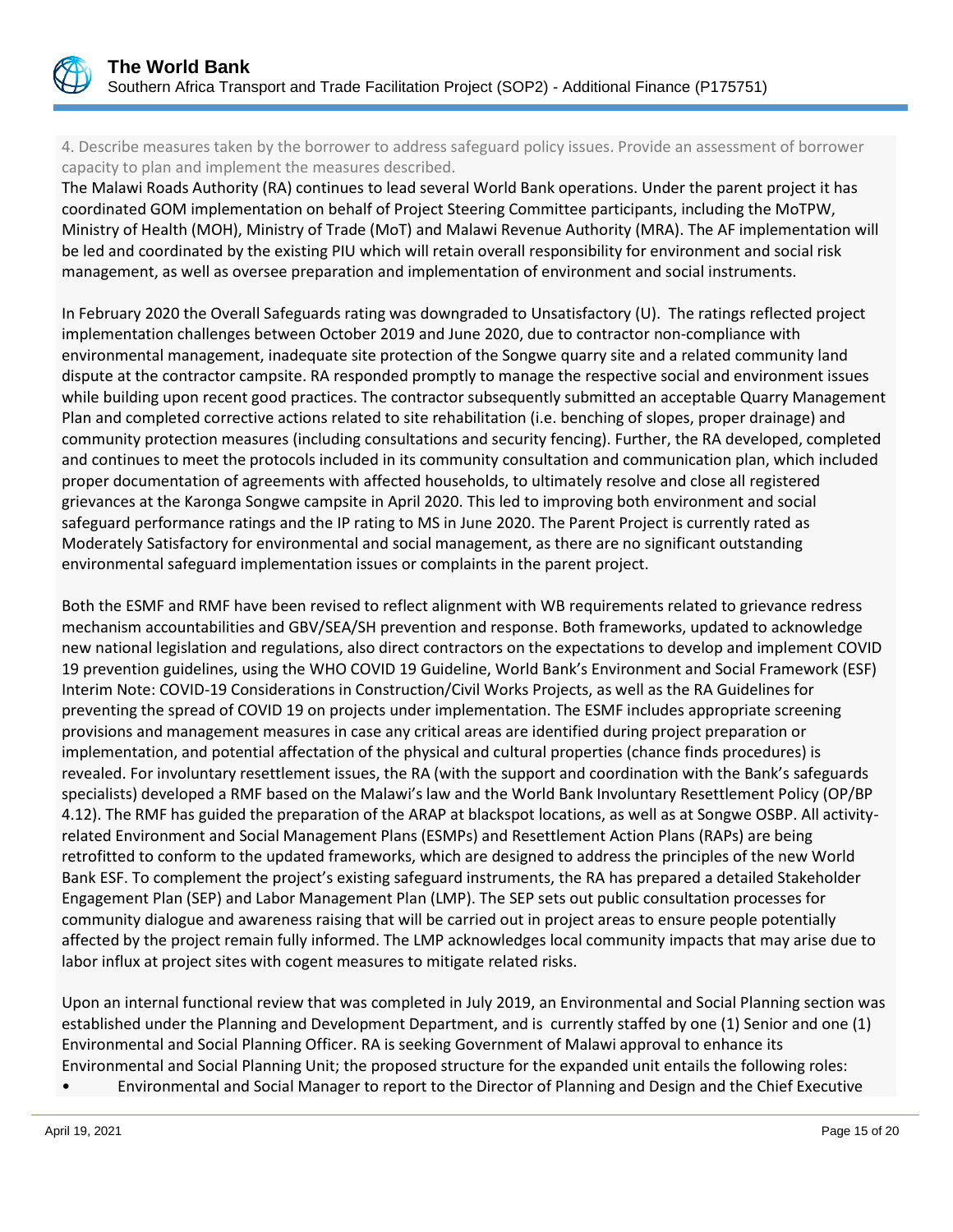4. Describe measures taken by the borrower to address safeguard policy issues. Provide an assessment of borrower capacity to plan and implement the measures described.

The Malawi Roads Authority (RA) continues to lead several World Bank operations. Under the parent project it has coordinated GOM implementation on behalf of Project Steering Committee participants, including the MoTPW, Ministry of Health (MOH), Ministry of Trade (MoT) and Malawi Revenue Authority (MRA). The AF implementation will be led and coordinated by the existing PIU which will retain overall responsibility for environment and social risk management, as well as oversee preparation and implementation of environment and social instruments.

In February 2020 the Overall Safeguards rating was downgraded to Unsatisfactory (U). The ratings reflected project implementation challenges between October 2019 and June 2020, due to contractor non-compliance with environmental management, inadequate site protection of the Songwe quarry site and a related community land dispute at the contractor campsite. RA responded promptly to manage the respective social and environment issues while building upon recent good practices. The contractor subsequently submitted an acceptable Quarry Management Plan and completed corrective actions related to site rehabilitation (i.e. benching of slopes, proper drainage) and community protection measures (including consultations and security fencing). Further, the RA developed, completed and continues to meet the protocols included in its community consultation and communication plan, which included proper documentation of agreements with affected households, to ultimately resolve and close all registered grievances at the Karonga Songwe campsite in April 2020. This led to improving both environment and social safeguard performance ratings and the IP rating to MS in June 2020. The Parent Project is currently rated as Moderately Satisfactory for environmental and social management, as there are no significant outstanding environmental safeguard implementation issues or complaints in the parent project.

Both the ESMF and RMF have been revised to reflect alignment with WB requirements related to grievance redress mechanism accountabilities and GBV/SEA/SH prevention and response. Both frameworks, updated to acknowledge new national legislation and regulations, also direct contractors on the expectations to develop and implement COVID 19 prevention guidelines, using the WHO COVID 19 Guideline, World Bank's Environment and Social Framework (ESF) Interim Note: COVID-19 Considerations in Construction/Civil Works Projects, as well as the RA Guidelines for preventing the spread of COVID 19 on projects under implementation. The ESMF includes appropriate screening provisions and management measures in case any critical areas are identified during project preparation or implementation, and potential affectation of the physical and cultural properties (chance finds procedures) is revealed. For involuntary resettlement issues, the RA (with the support and coordination with the Bank's safeguards specialists) developed a RMF based on the Malawi's law and the World Bank Involuntary Resettlement Policy (OP/BP 4.12). The RMF has guided the preparation of the ARAP at blackspot locations, as well as at Songwe OSBP. All activity-related Environment and Social Management Plans (ESMPs) and Resettlement Action Plans (RAPs) are being retrofitted to conform to the updated frameworks, which are designed to address the principles of the new World Bank ESF. To complement the project's existing safeguard instruments, the RA has prepared a detailed Stakeholder Engagement Plan (SEP) and Labor Management Plan (LMP). The SEP sets out public consultation processes for community dialogue and awareness raising that will be carried out in project areas to ensure people potentially affected by the project remain fully informed. The LMP acknowledges local community impacts that may arise due to labor influx at project sites with cogent measures to mitigate related risks.

Upon an internal functional review that was completed in July 2019, an Environmental and Social Planning section was established under the Planning and Development Department, and is currently staffed by one (1) Senior and one (1) Environmental and Social Planning Officer. RA is seeking Government of Malawi approval to enhance its Environmental and Social Planning Unit; the proposed structure for the expanded unit entails the following roles:

- Environmental and Social Manager to report to the Director of Planning and Design and the Chief Executive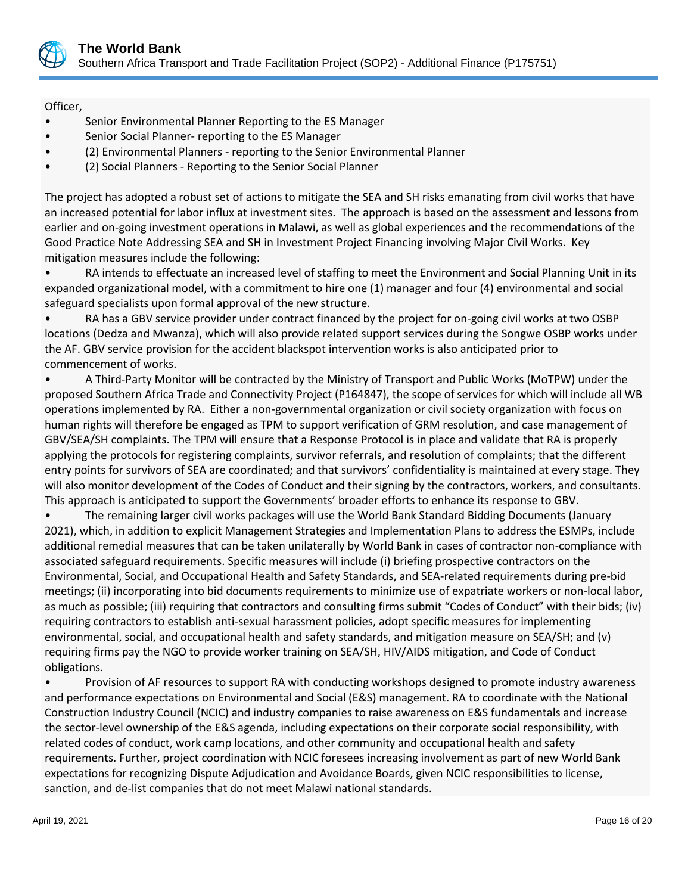Officer,

- Senior Environmental Planner Reporting to the ES Manager
- Senior Social Planner- reporting to the ES Manager
- (2) Environmental Planners - reporting to the Senior Environmental Planner
- (2) Social Planners - Reporting to the Senior Social Planner

The project has adopted a robust set of actions to mitigate the SEA and SH risks emanating from civil works that have an increased potential for labor influx at investment sites. The approach is based on the assessment and lessons from earlier and on-going investment operations in Malawi, as well as global experiences and the recommendations of the Good Practice Note Addressing SEA and SH in Investment Project Financing involving Major Civil Works. Key mitigation measures include the following:

- RA intends to effectuate an increased level of staffing to meet the Environment and Social Planning Unit in its expanded organizational model, with a commitment to hire one (1) manager and four (4) environmental and social safeguard specialists upon formal approval of the new structure.
- RA has a GBV service provider under contract financed by the project for on-going civil works at two OSBP locations (Dedza and Mwanza), which will also provide related support services during the Songwe OSBP works under the AF. GBV service provision for the accident blackspot intervention works is also anticipated prior to commencement of works.
- A Third-Party Monitor will be contracted by the Ministry of Transport and Public Works (MoTPW) under the proposed Southern Africa Trade and Connectivity Project (P164847), the scope of services for which will include all WB operations implemented by RA. Either a non-governmental organization or civil society organization with focus on human rights will therefore be engaged as TPM to support verification of GRM resolution, and case management of GBV/SEA/SH complaints. The TPM will ensure that a Response Protocol is in place and validate that RA is properly applying the protocols for registering complaints, survivor referrals, and resolution of complaints; that the different entry points for survivors of SEA are coordinated; and that survivors' confidentiality is maintained at every stage. They will also monitor development of the Codes of Conduct and their signing by the contractors, workers, and consultants. This approach is anticipated to support the Governments' broader efforts to enhance its response to GBV.
- The remaining larger civil works packages will use the World Bank Standard Bidding Documents (January 2021), which, in addition to explicit Management Strategies and Implementation Plans to address the ESMPs, include additional remedial measures that can be taken unilaterally by World Bank in cases of contractor non-compliance with associated safeguard requirements. Specific measures will include (i) briefing prospective contractors on the Environmental, Social, and Occupational Health and Safety Standards, and SEA-related requirements during pre-bid meetings; (ii) incorporating into bid documents requirements to minimize use of expatriate workers or non-local labor, as much as possible; (iii) requiring that contractors and consulting firms submit "Codes of Conduct" with their bids; (iv) requiring contractors to establish anti-sexual harassment policies, adopt specific measures for implementing environmental, social, and occupational health and safety standards, and mitigation measure on SEA/SH; and (v) requiring firms pay the NGO to provide worker training on SEA/SH, HIV/AIDS mitigation, and Code of Conduct obligations.
- Provision of AF resources to support RA with conducting workshops designed to promote industry awareness and performance expectations on Environmental and Social (E&S) management. RA to coordinate with the National Construction Industry Council (NCIC) and industry companies to raise awareness on E&S fundamentals and increase the sector-level ownership of the E&S agenda, including expectations on their corporate social responsibility, with related codes of conduct, work camp locations, and other community and occupational health and safety requirements. Further, project coordination with NCIC foresees increasing involvement as part of new World Bank expectations for recognizing Dispute Adjudication and Avoidance Boards, given NCIC responsibilities to license, sanction, and de-list companies that do not meet Malawi national standards.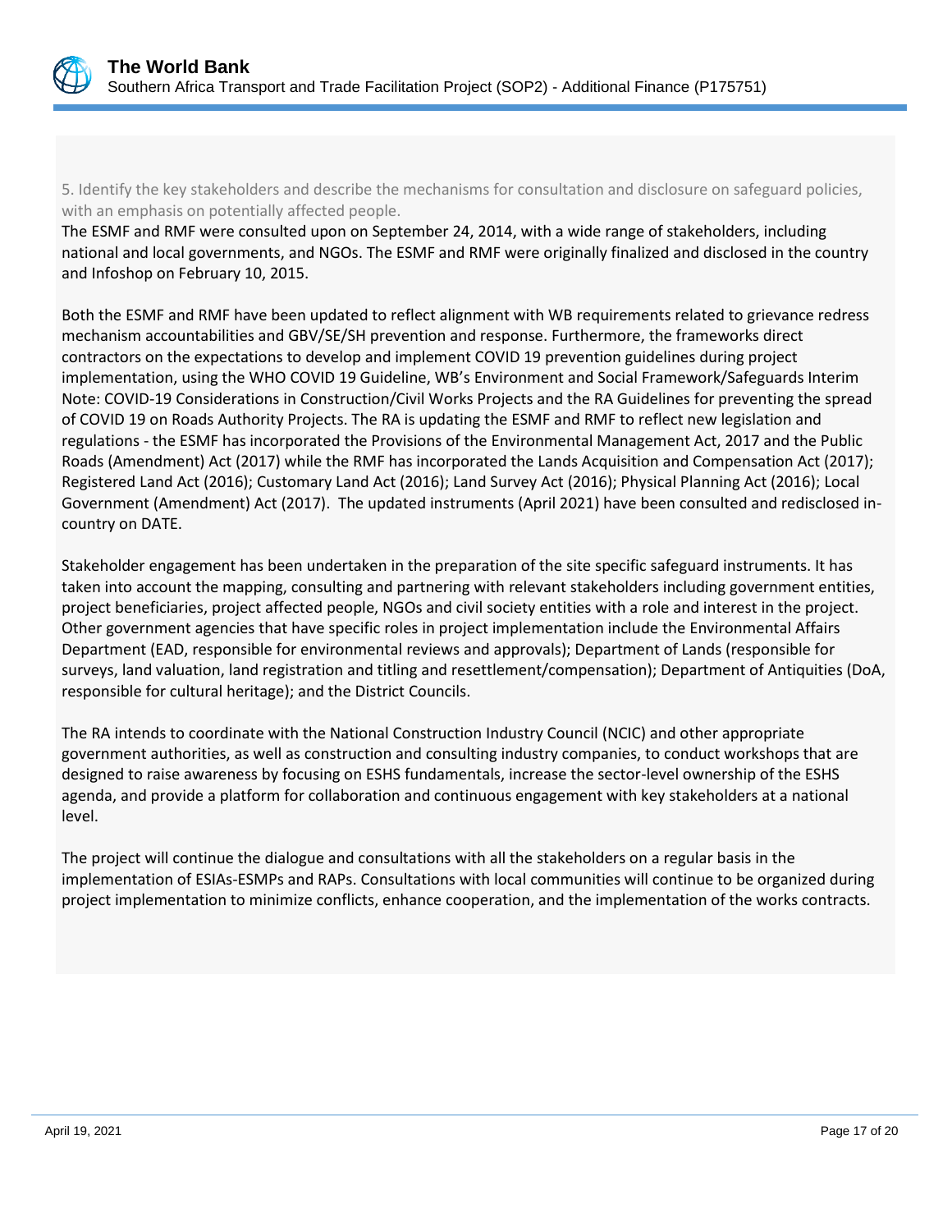5. Identify the key stakeholders and describe the mechanisms for consultation and disclosure on safeguard policies, with an emphasis on potentially affected people.

The ESMF and RMF were consulted upon on September 24, 2014, with a wide range of stakeholders, including national and local governments, and NGOs. The ESMF and RMF were originally finalized and disclosed in the country and Infoshop on February 10, 2015.

Both the ESMF and RMF have been updated to reflect alignment with WB requirements related to grievance redress mechanism accountabilities and GBV/SE/SH prevention and response. Furthermore, the frameworks direct contractors on the expectations to develop and implement COVID 19 prevention guidelines during project implementation, using the WHO COVID 19 Guideline, WB's Environment and Social Framework/Safeguards Interim Note: COVID-19 Considerations in Construction/Civil Works Projects and the RA Guidelines for preventing the spread of COVID 19 on Roads Authority Projects. The RA is updating the ESMF and RMF to reflect new legislation and regulations - the ESMF has incorporated the Provisions of the Environmental Management Act, 2017 and the Public Roads (Amendment) Act (2017) while the RMF has incorporated the Lands Acquisition and Compensation Act (2017); Registered Land Act (2016); Customary Land Act (2016); Land Survey Act (2016); Physical Planning Act (2016); Local Government (Amendment) Act (2017). The updated instruments (April 2021) have been consulted and redisclosed in-country on DATE.

Stakeholder engagement has been undertaken in the preparation of the site specific safeguard instruments. It has taken into account the mapping, consulting and partnering with relevant stakeholders including government entities, project beneficiaries, project affected people, NGOs and civil society entities with a role and interest in the project. Other government agencies that have specific roles in project implementation include the Environmental Affairs Department (EAD, responsible for environmental reviews and approvals); Department of Lands (responsible for surveys, land valuation, land registration and titling and resettlement/compensation); Department of Antiquities (DoA, responsible for cultural heritage); and the District Councils.

The RA intends to coordinate with the National Construction Industry Council (NCIC) and other appropriate government authorities, as well as construction and consulting industry companies, to conduct workshops that are designed to raise awareness by focusing on ESHS fundamentals, increase the sector-level ownership of the ESHS agenda, and provide a platform for collaboration and continuous engagement with key stakeholders at a national level.

The project will continue the dialogue and consultations with all the stakeholders on a regular basis in the implementation of ESIAs-ESMPs and RAPs. Consultations with local communities will continue to be organized during project implementation to minimize conflicts, enhance cooperation, and the implementation of the works contracts.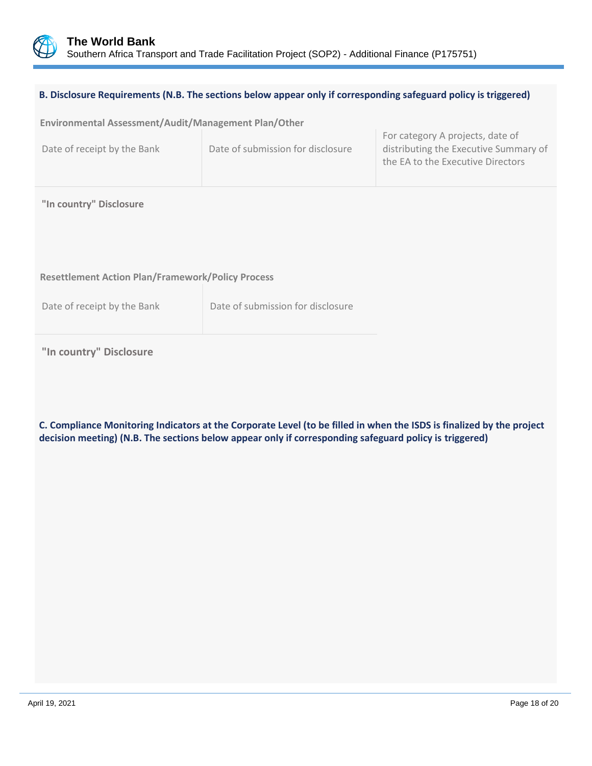**B. Disclosure Requirements (N.B. The sections below appear only if corresponding safeguard policy is triggered)**

**Environmental Assessment/Audit/Management Plan/Other**

| Date of receipt by the Bank | Date of submission for disclosure | For category A projects, date of distributing the Executive Summary of the EA to the Executive Directors |
|---|---|---|

**"In country" Disclosure**

**Resettlement Action Plan/Framework/Policy Process**

| Date of receipt by the Bank | Date of submission for disclosure |
|---|---|

**"In country" Disclosure**

**C. Compliance Monitoring Indicators at the Corporate Level (to be filled in when the ISDS is finalized by the project decision meeting) (N.B. The sections below appear only if corresponding safeguard policy is triggered)**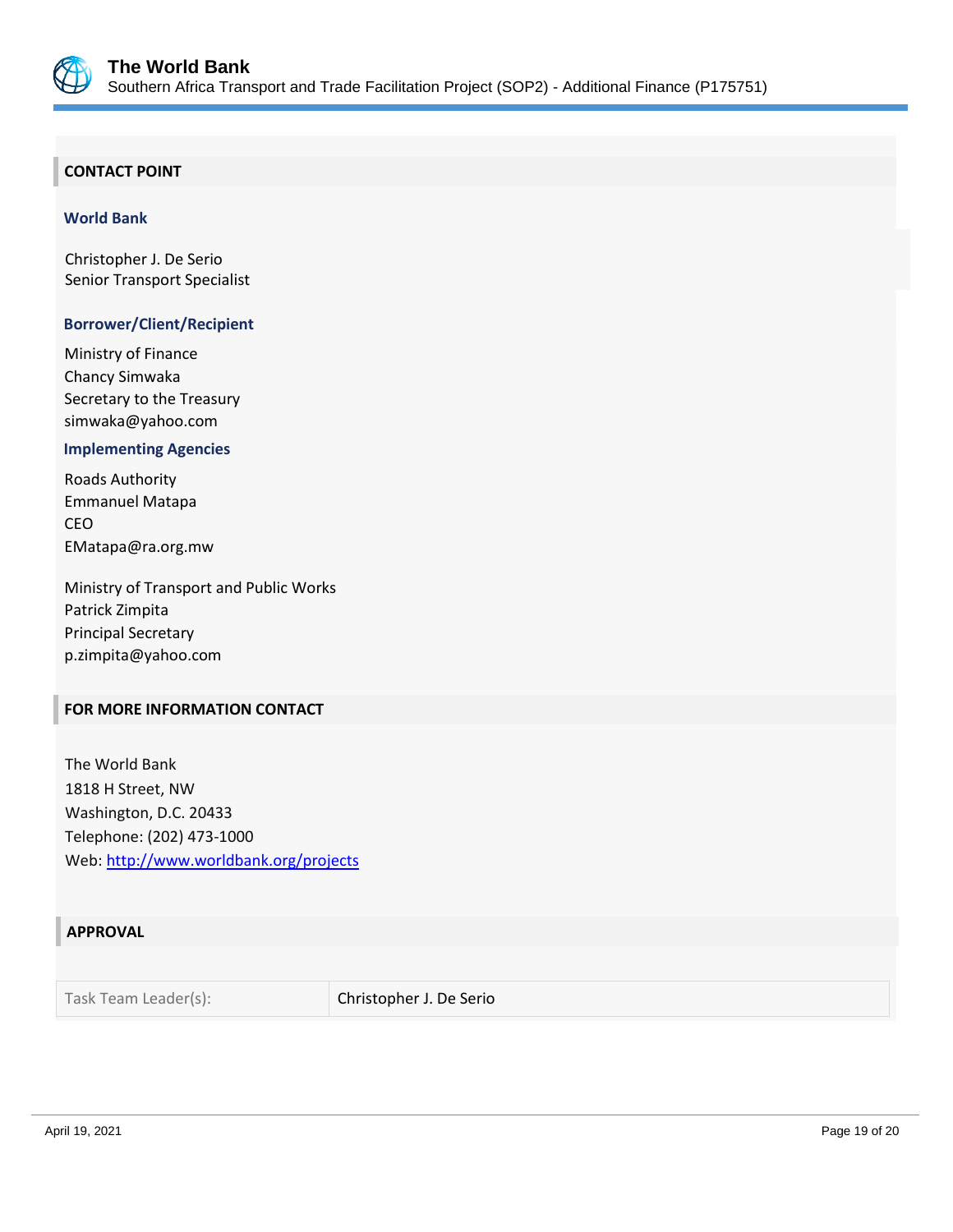## CONTACT POINT

### World Bank

Christopher J. De Serio
Senior Transport Specialist

### Borrower/Client/Recipient

Ministry of Finance
Chancy Simwaka
Secretary to the Treasury
simwaka@yahoo.com

### Implementing Agencies

Roads Authority
Emmanuel Matapa
CEO
EMatapa@ra.org.mw

Ministry of Transport and Public Works
Patrick Zimpita
Principal Secretary
p.zimpita@yahoo.com

## FOR MORE INFORMATION CONTACT

The World Bank
1818 H Street, NW
Washington, D.C. 20433
Telephone: (202) 473-1000
Web: [http://www.worldbank.org/projects](http://www.worldbank.org/projects)

## APPROVAL

| Task Team Leader(s): | Christopher J. De Serio |
|---|---|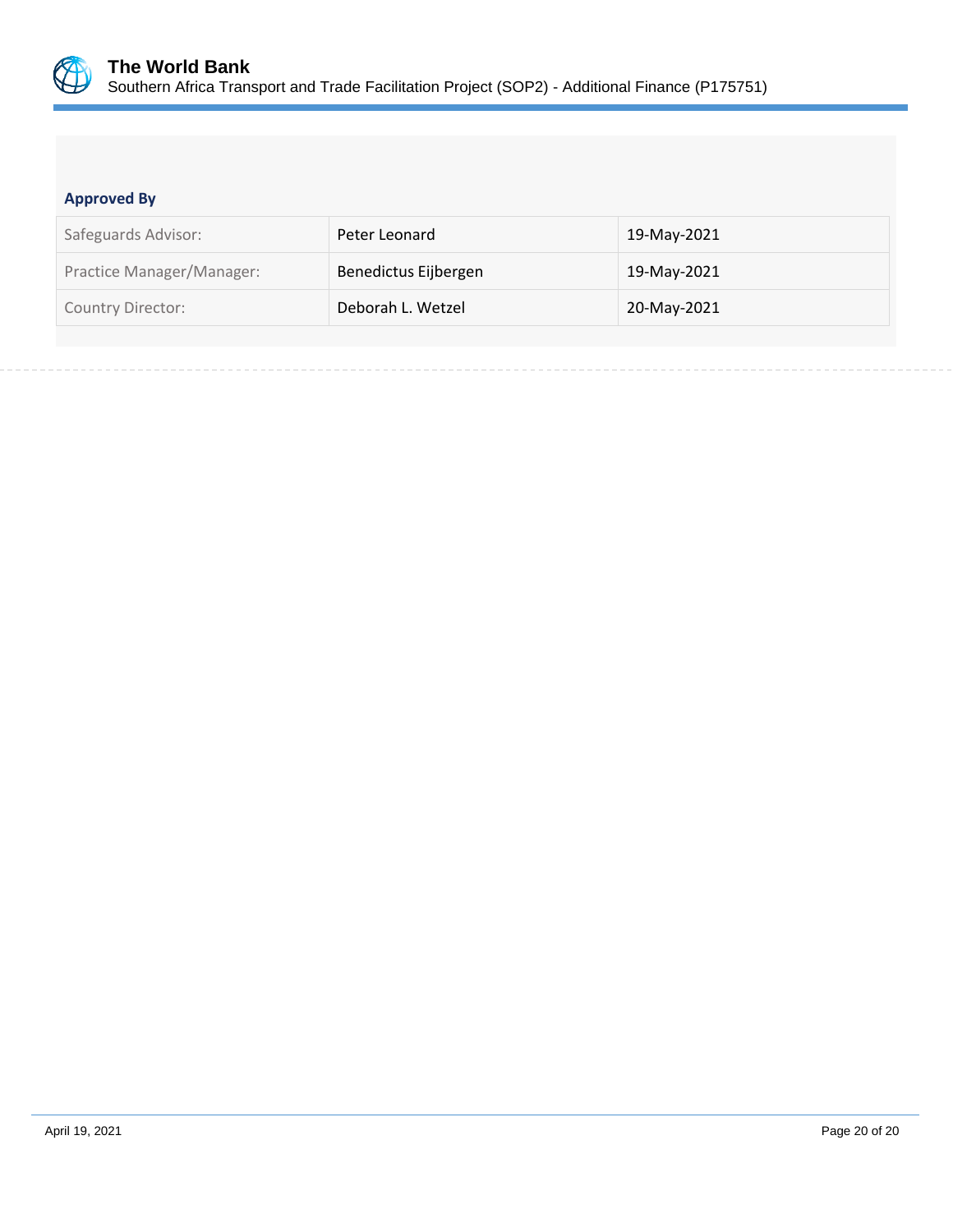### Approved By

| | | |
|---|---|---|
| Safeguards Advisor: | Peter Leonard | 19-May-2021 |
| Practice Manager/Manager: | Benedictus Eijbergen | 19-May-2021 |
| Country Director: | Deborah L. Wetzel | 20-May-2021 |